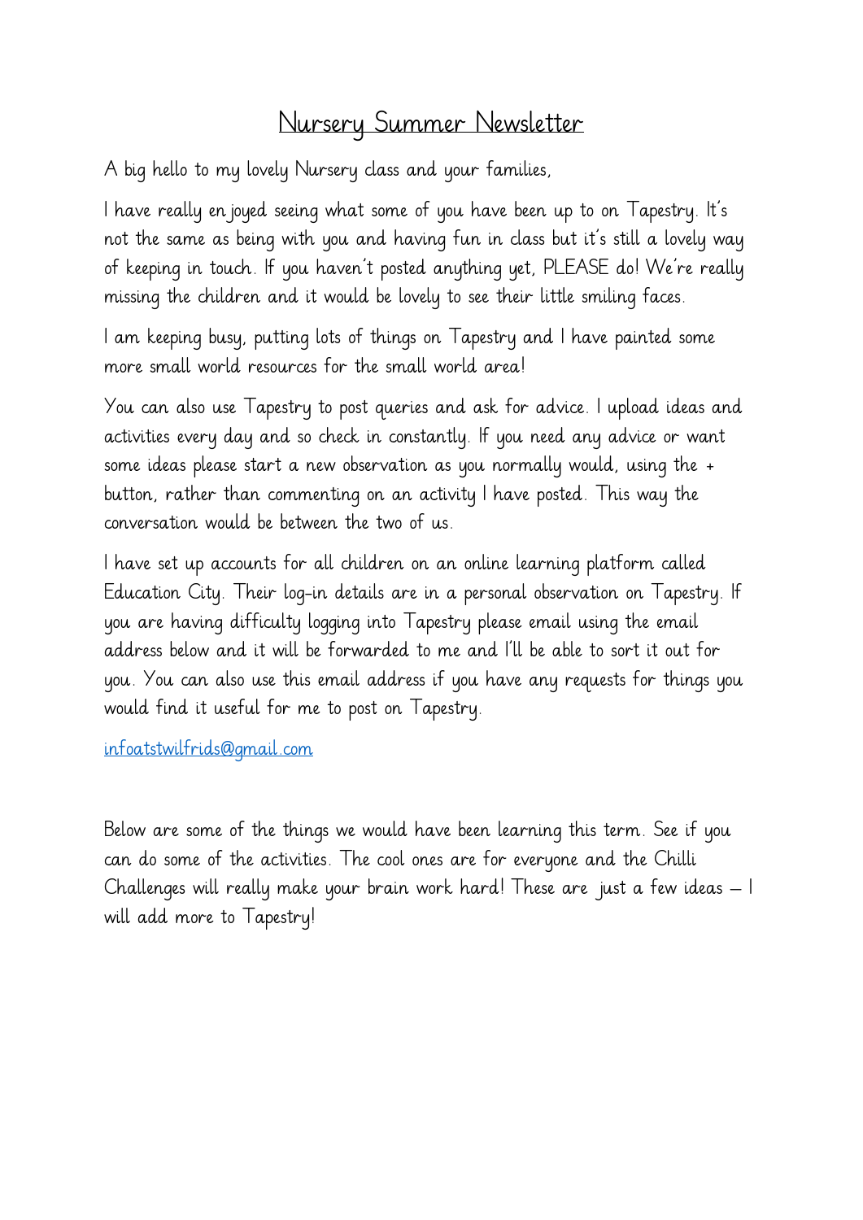# Nursery Summer Newsletter

A big hello to my lovely Nursery class and your families,

I have really enjoyed seeing what some of you have been up to on Tapestry. It's not the same as being with you and having fun in class but it's still a lovely way of keeping in touch. If you haven't posted anything yet, PLEASE do! We're really missing the children and it would be lovely to see their little smiling faces.

I am keeping busy, putting lots of things on Tapestry and I have painted some more small world resources for the small world area!

You can also use Tapestry to post queries and ask for advice. I upload ideas and activities every day and so check in constantly. If you need any advice or want some ideas please start a new observation as you normally would, using the + button, rather than commenting on an activity I have posted. This way the conversation would be between the two of us.

I have set up accounts for all children on an online learning platform called Education City. Their log-in details are in a personal observation on Tapestry. If you are having difficulty logging into Tapestry please email using the email address below and it will be forwarded to me and I'll be able to sort it out for you. You can also use this email address if you have any requests for things you would find it useful for me to post on Tapestry.

infoatstwilfrids@gmail.com

Below are some of the things we would have been learning this term. See if you can do some of the activities. The cool ones are for everyone and the Chilli Challenges will really make your brain work hard! These are just a few ideas – I will add more to Tapestry!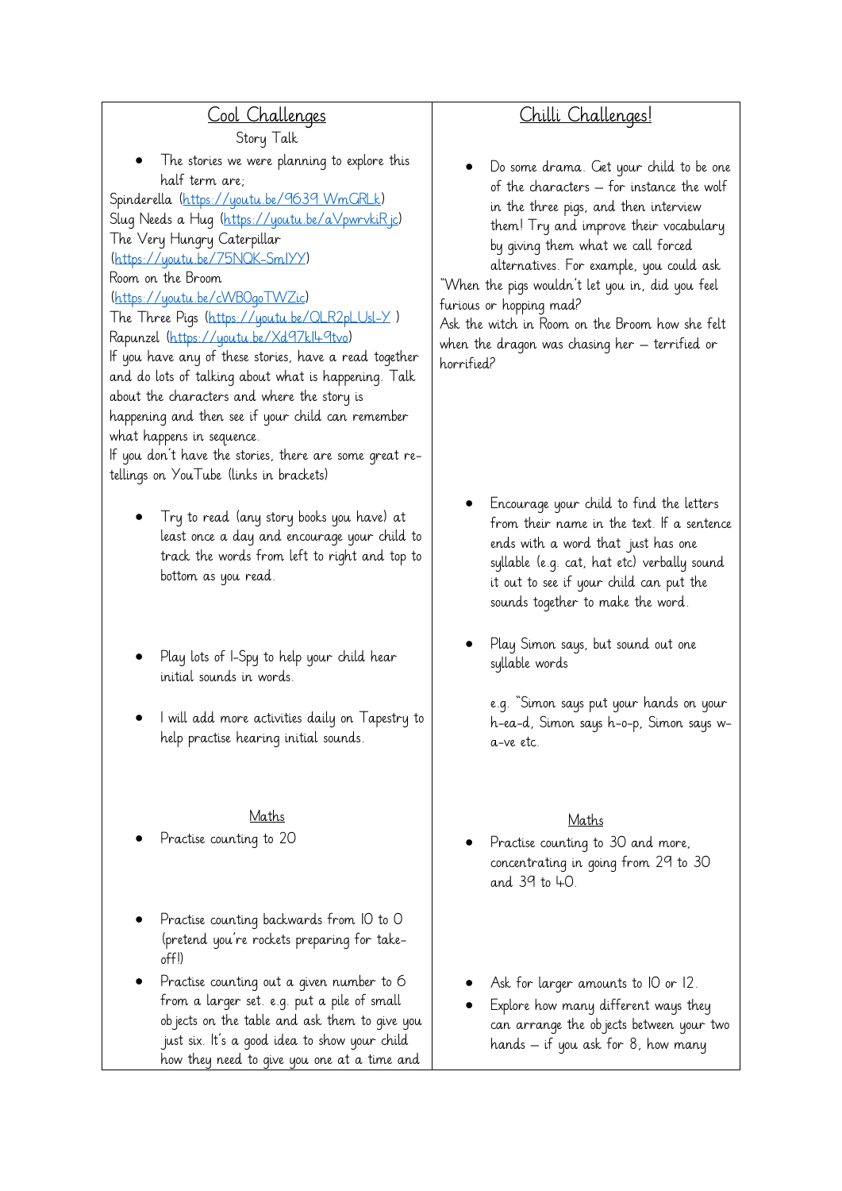| Cool Challenges | Chilli Challenges! |
|---|---|
| Story Talk<br><br>• The stories we were planning to explore this half term are;<br>Spinderella (https://youtu.be/9639_WmGRLk)<br>Slug Needs a Hug (https://youtu.be/aVpwrvkiRjc)<br>The Very Hungry Caterpillar (https://youtu.be/75NQK-Sm1YY)<br>Room on the Broom (https://youtu.be/cWBOgoTWZic)<br>The Three Pigs (https://youtu.be/QLR2pLUsl-Y )<br>Rapunzel (https://youtu.be/Xd97kl49tvo)<br>If you have any of these stories, have a read together and do lots of talking about what is happening. Talk about the characters and where the story is happening and then see if your child can remember what happens in sequence.<br>If you don't have the stories, there are some great re-tellings on YouTube (links in brackets) | • Do some drama. Get your child to be one of the characters – for instance the wolf in the three pigs, and then interview them! Try and improve their vocabulary by giving them what we call forced alternatives. For example, you could ask "When the pigs wouldn't let you in, did you feel furious or hopping mad?<br>Ask the witch in Room on the Broom how she felt when the dragon was chasing her – terrified or horrified? |
| • Try to read (any story books you have) at least once a day and encourage your child to track the words from left to right and top to bottom as you read. | • Encourage your child to find the letters from their name in the text. If a sentence ends with a word that just has one syllable (e.g. cat, hat etc) verbally sound it out to see if your child can put the sounds together to make the word. |
| • Play lots of I-Spy to help your child hear initial sounds in words.<br><br>• I will add more activities daily on Tapestry to help practise hearing initial sounds. | • Play Simon says, but sound out one syllable words<br><br>e.g. "Simon says put your hands on your h-ea-d, Simon says h-o-p, Simon says w-a-ve etc. |
| Maths<br><br>• Practise counting to 20 | Maths<br><br>• Practise counting to 30 and more, concentrating in going from 29 to 30 and 39 to 40. |
| • Practise counting backwards from 10 to 0 (pretend you're rockets preparing for take-off!)<br>• Practise counting out a given number to 6 from a larger set. e.g. put a pile of small objects on the table and ask them to give you just six. It's a good idea to show your child how they need to give you one at a time and | • Ask for larger amounts to 10 or 12.<br>• Explore how many different ways they can arrange the objects between your two hands – if you ask for 8, how many |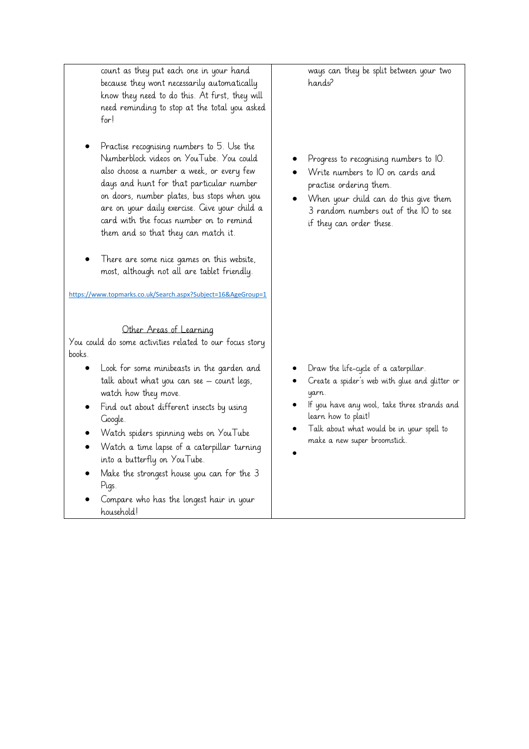| | |
|---|---|
| count as they put each one in your hand because they wont necessarily automatically know they need to do this. At first, they will need reminding to stop at the total you asked for!<br><br>• Practise recognising numbers to 5. Use the Numberblock videos on YouTube. You could also choose a number a week, or every few days and hunt for that particular number on doors, number plates, bus stops when you are on your daily exercise. Give your child a card with the focus number on to remind them and so that they can match it.<br><br>• There are some nice games on this website, most, although not all are tablet friendly.<br><br>https://www.topmarks.co.uk/Search.aspx?Subject=16&AgeGroup=1<br><br>Other Areas of Learning<br>You could do some activities related to our focus story books.<br>• Look for some minibeasts in the garden and talk about what you can see – count legs, watch how they move.<br>• Find out about different insects by using Google.<br>• Watch spiders spinning webs on YouTube<br>• Watch a time lapse of a caterpillar turning into a butterfly on YouTube.<br>• Make the strongest house you can for the 3 Pigs.<br>• Compare who has the longest hair in your household! | ways can they be split between your two hands?<br><br>• Progress to recognising numbers to 10.<br>• Write numbers to 10 on cards and practise ordering them.<br>• When your child can do this give them 3 random numbers out of the 10 to see if they can order these.<br><br>• Draw the life-cycle of a caterpillar.<br>• Create a spider's web with glue and glitter or yarn.<br>• If you have any wool, take three strands and learn how to plait!<br>• Talk about what would be in your spell to make a new super broomstick.<br>• |